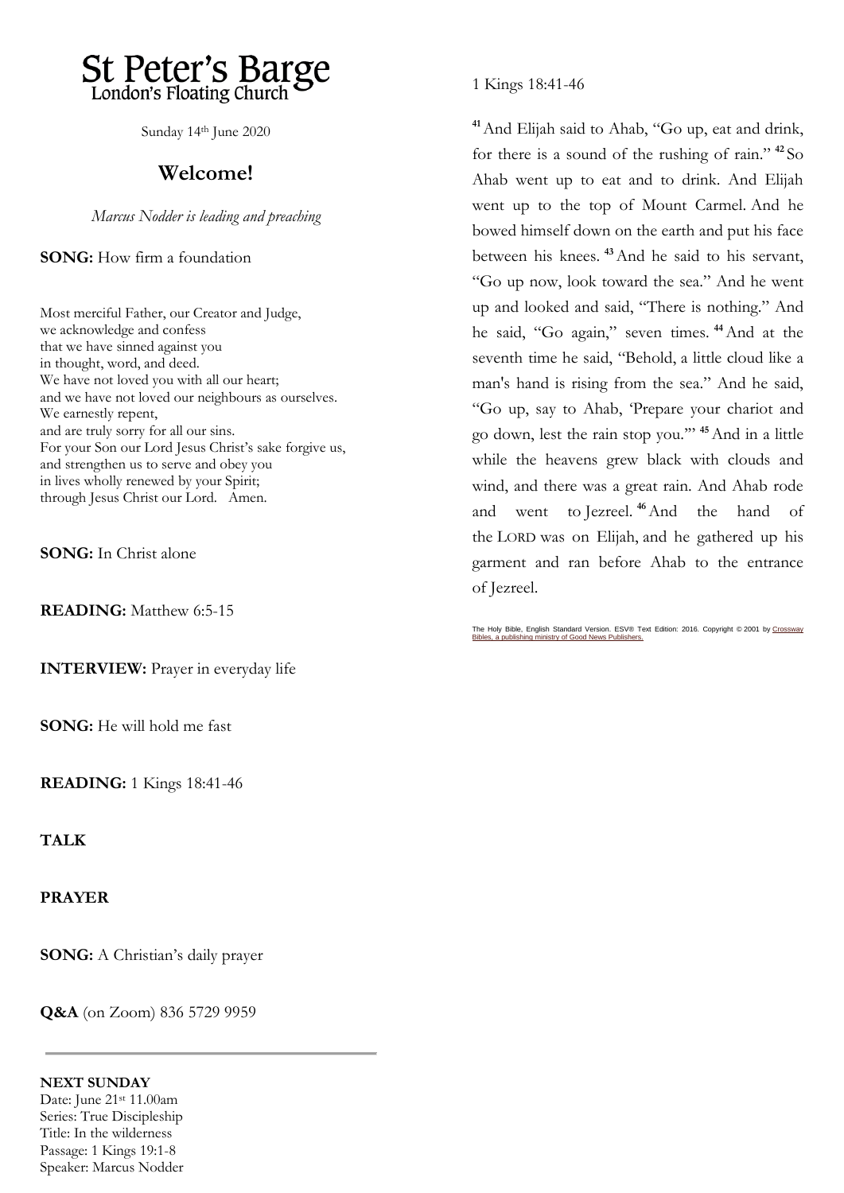# St Peter's Barge

London's Floating Church

Sunday 14th June 2020

## Welcome!

*Marcus Nodder is leading and preaching*

**SONG:** How firm a foundation

Most merciful Father, our Creator and Judge,
we acknowledge and confess
that we have sinned against you
in thought, word, and deed.
We have not loved you with all our heart;
and we have not loved our neighbours as ourselves.
We earnestly repent,
and are truly sorry for all our sins.
For your Son our Lord Jesus Christ's sake forgive us,
and strengthen us to serve and obey you
in lives wholly renewed by your Spirit;
through Jesus Christ our Lord. Amen.

**SONG:** In Christ alone

**READING:** Matthew 6:5-15

**INTERVIEW:** Prayer in everyday life

**SONG:** He will hold me fast

**READING:** 1 Kings 18:41-46

**TALK**

**PRAYER**

**SONG:** A Christian's daily prayer

**Q&A** (on Zoom) 836 5729 9959

---

**NEXT SUNDAY**
Date: June 21st 11.00am
Series: True Discipleship
Title: In the wilderness
Passage: 1 Kings 19:1-8
Speaker: Marcus Nodder

1 Kings 18:41-46

[41] And Elijah said to Ahab, "Go up, eat and drink, for there is a sound of the rushing of rain." [42] So Ahab went up to eat and to drink. And Elijah went up to the top of Mount Carmel. And he bowed himself down on the earth and put his face between his knees. [43] And he said to his servant, "Go up now, look toward the sea." And he went up and looked and said, "There is nothing." And he said, "Go again," seven times. [44] And at the seventh time he said, "Behold, a little cloud like a man's hand is rising from the sea." And he said, "Go up, say to Ahab, 'Prepare your chariot and go down, lest the rain stop you.'" [45] And in a little while the heavens grew black with clouds and wind, and there was a great rain. And Ahab rode and went to Jezreel. [46] And the hand of the LORD was on Elijah, and he gathered up his garment and ran before Ahab to the entrance of Jezreel.

The Holy Bible, English Standard Version. ESV® Text Edition: 2016. Copyright © 2001 by Crossway Bibles, a publishing ministry of Good News Publishers.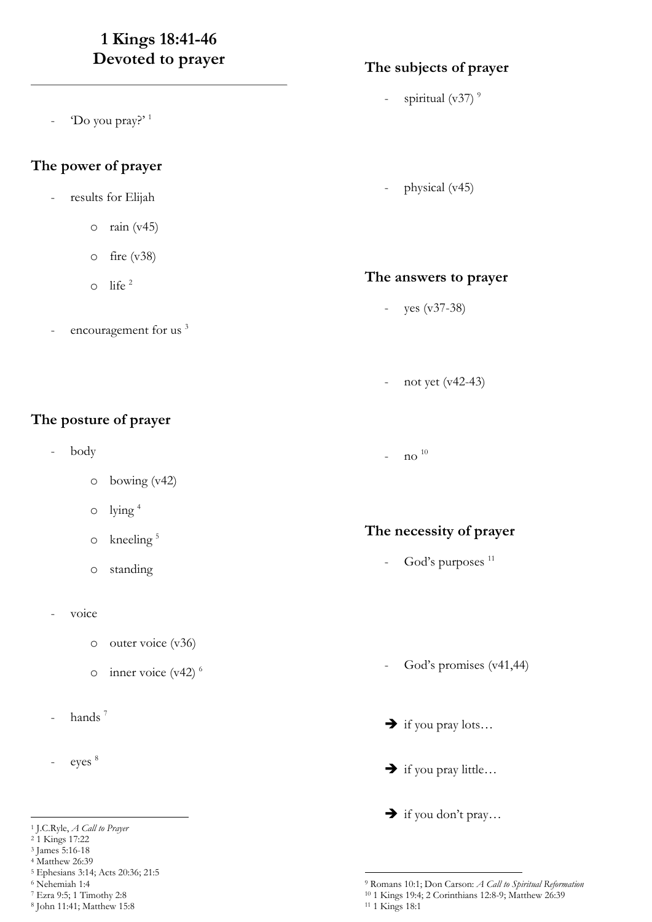# 1 Kings 18:41-46
# Devoted to prayer

- 'Do you pray?' [1]

## The power of prayer

- results for Elijah
  - rain (v45)
  - fire (v38)
  - life [2]
- encouragement for us [3]

## The posture of prayer

- body
  - bowing (v42)
  - lying [4]
  - kneeling [5]
  - standing
- voice
  - outer voice (v36)
  - inner voice (v42) [6]
- hands [7]
- eyes [8]

## The subjects of prayer

- spiritual (v37) [9]
- physical (v45)

## The answers to prayer

- yes (v37-38)
- not yet (v42-43)
- no [10]

## The necessity of prayer

- God's purposes [11]
- God's promises (v41,44)

➔ if you pray lots…

➔ if you pray little…

➔ if you don't pray…

---

[1] J.C.Ryle, *A Call to Prayer*
[2] 1 Kings 17:22
[3] James 5:16-18
[4] Matthew 26:39
[5] Ephesians 3:14; Acts 20:36; 21:5
[6] Nehemiah 1:4
[7] Ezra 9:5; 1 Timothy 2:8
[8] John 11:41; Matthew 15:8
[9] Romans 10:1; Don Carson: *A Call to Spiritual Reformation*
[10] 1 Kings 19:4; 2 Corinthians 12:8-9; Matthew 26:39
[11] 1 Kings 18:1